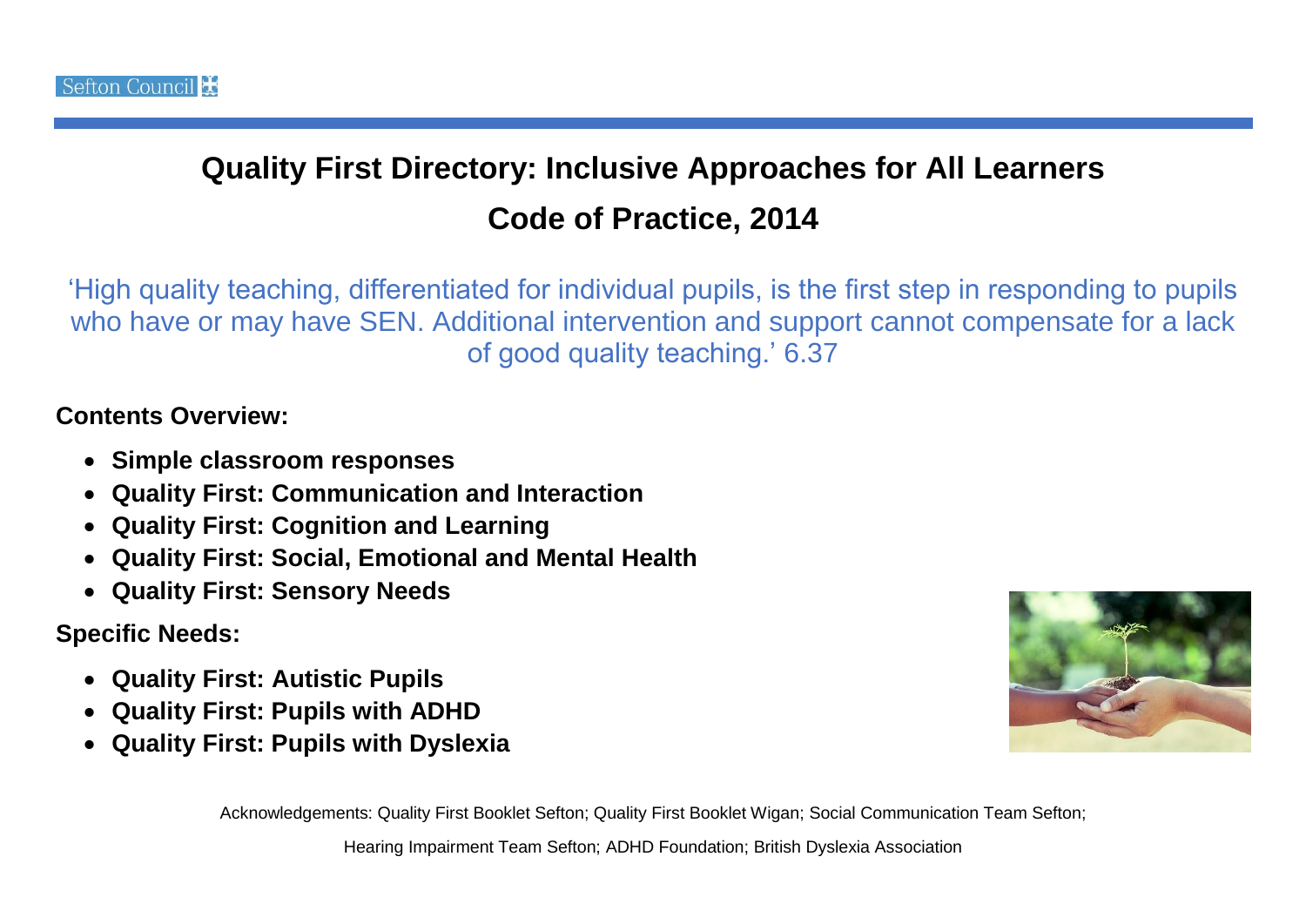Sefton Council

# Quality First Directory: Inclusive Approaches for All Learners

## Code of Practice, 2014

'High quality teaching, differentiated for individual pupils, is the first step in responding to pupils who have or may have SEN. Additional intervention and support cannot compensate for a lack of good quality teaching.' 6.37

**Contents Overview:**

- **Simple classroom responses**
- **Quality First: Communication and Interaction**
- **Quality First: Cognition and Learning**
- **Quality First: Social, Emotional and Mental Health**
- **Quality First: Sensory Needs**

**Specific Needs:**

- **Quality First: Autistic Pupils**
- **Quality First: Pupils with ADHD**
- **Quality First: Pupils with Dyslexia**

Acknowledgements: Quality First Booklet Sefton; Quality First Booklet Wigan; Social Communication Team Sefton; Hearing Impairment Team Sefton; ADHD Foundation; British Dyslexia Association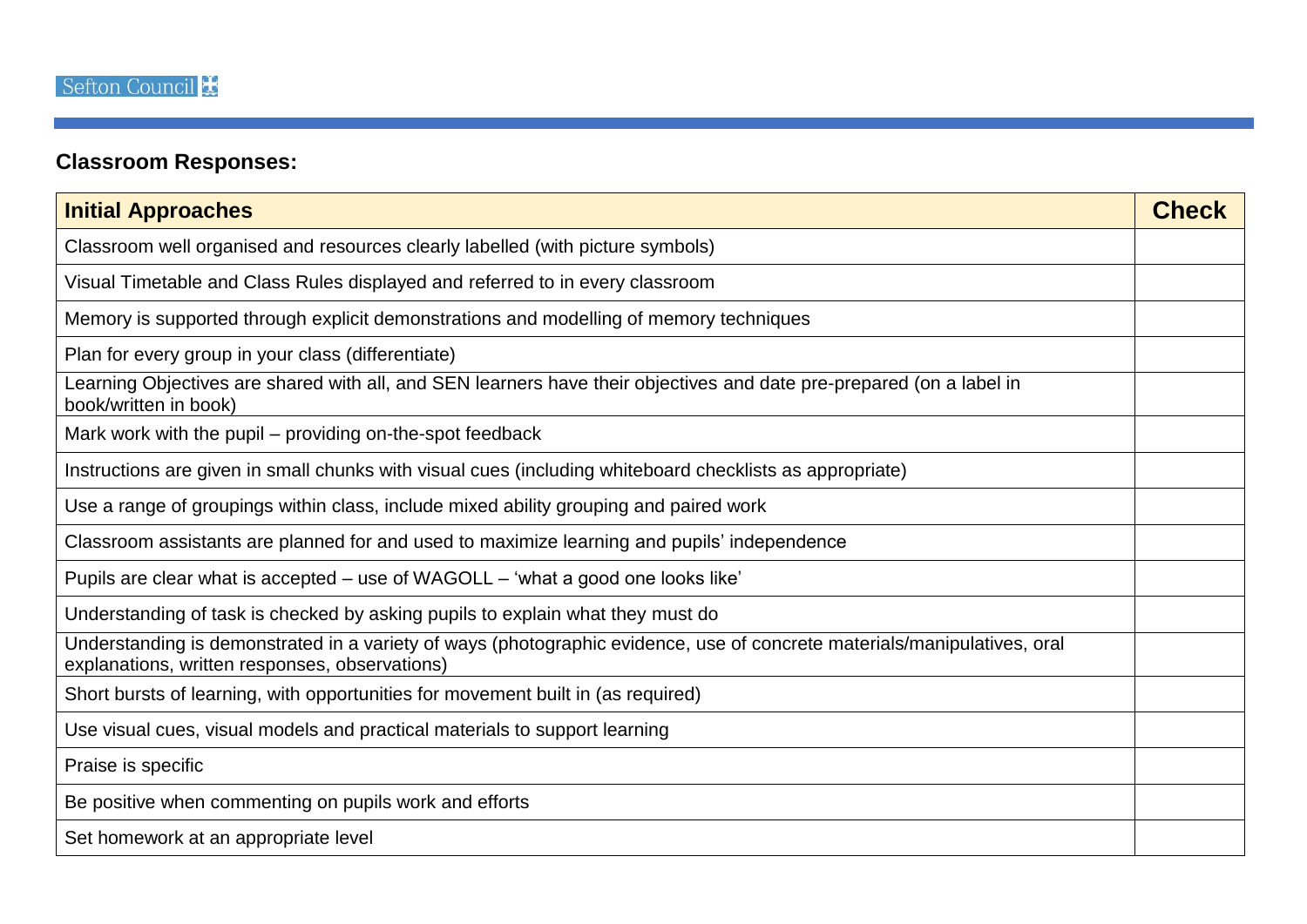## Classroom Responses:

| Initial Approaches | Check |
|---|---|
| Classroom well organised and resources clearly labelled (with picture symbols) | |
| Visual Timetable and Class Rules displayed and referred to in every classroom | |
| Memory is supported through explicit demonstrations and modelling of memory techniques | |
| Plan for every group in your class (differentiate) | |
| Learning Objectives are shared with all, and SEN learners have their objectives and date pre-prepared (on a label in book/written in book) | |
| Mark work with the pupil – providing on-the-spot feedback | |
| Instructions are given in small chunks with visual cues (including whiteboard checklists as appropriate) | |
| Use a range of groupings within class, include mixed ability grouping and paired work | |
| Classroom assistants are planned for and used to maximize learning and pupils' independence | |
| Pupils are clear what is accepted – use of WAGOLL – 'what a good one looks like' | |
| Understanding of task is checked by asking pupils to explain what they must do | |
| Understanding is demonstrated in a variety of ways (photographic evidence, use of concrete materials/manipulatives, oral explanations, written responses, observations) | |
| Short bursts of learning, with opportunities for movement built in (as required) | |
| Use visual cues, visual models and practical materials to support learning | |
| Praise is specific | |
| Be positive when commenting on pupils work and efforts | |
| Set homework at an appropriate level | |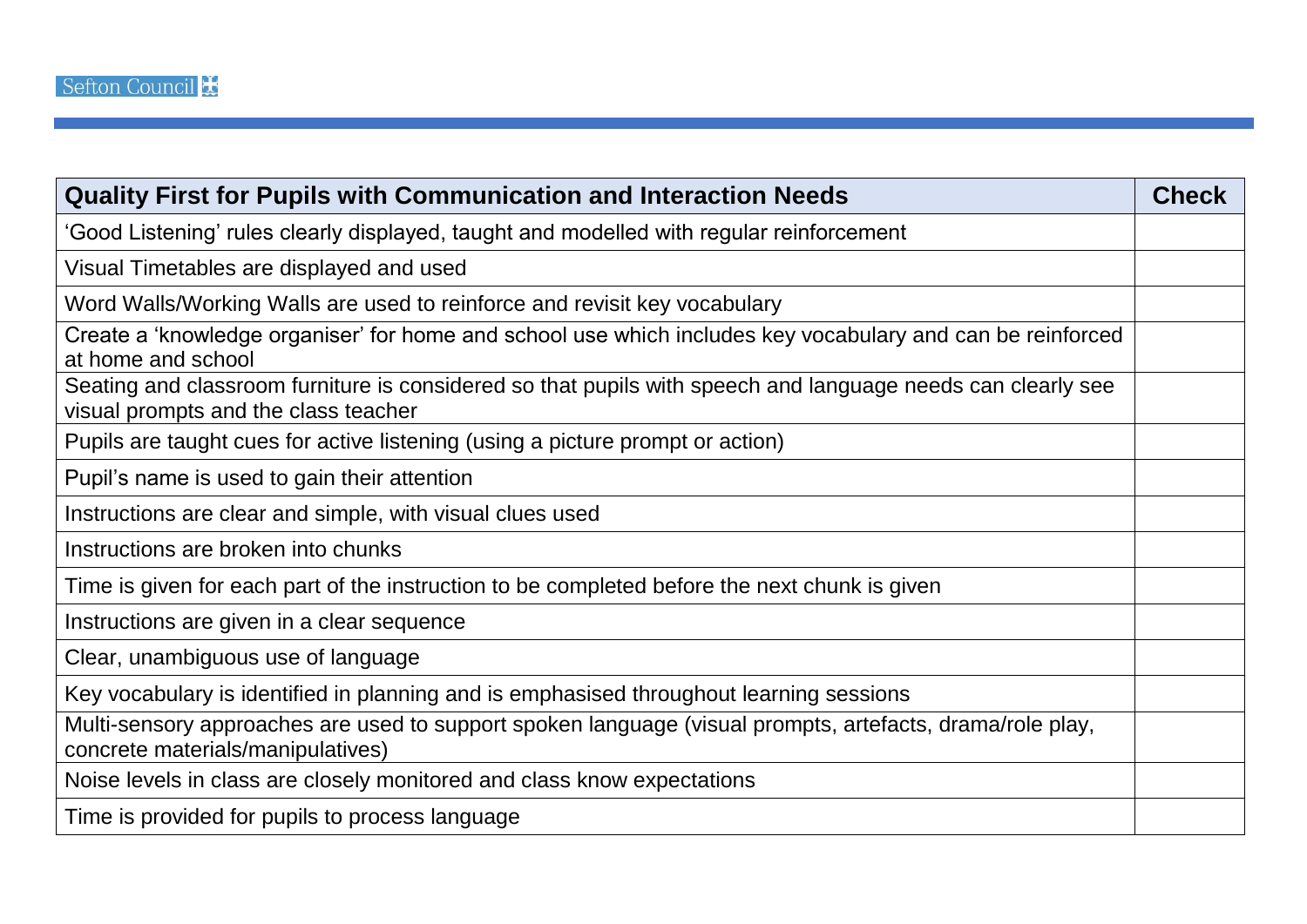| Quality First for Pupils with Communication and Interaction Needs | Check |
|---|---|
| 'Good Listening' rules clearly displayed, taught and modelled with regular reinforcement | |
| Visual Timetables are displayed and used | |
| Word Walls/Working Walls are used to reinforce and revisit key vocabulary | |
| Create a 'knowledge organiser' for home and school use which includes key vocabulary and can be reinforced at home and school | |
| Seating and classroom furniture is considered so that pupils with speech and language needs can clearly see visual prompts and the class teacher | |
| Pupils are taught cues for active listening (using a picture prompt or action) | |
| Pupil's name is used to gain their attention | |
| Instructions are clear and simple, with visual clues used | |
| Instructions are broken into chunks | |
| Time is given for each part of the instruction to be completed before the next chunk is given | |
| Instructions are given in a clear sequence | |
| Clear, unambiguous use of language | |
| Key vocabulary is identified in planning and is emphasised throughout learning sessions | |
| Multi-sensory approaches are used to support spoken language (visual prompts, artefacts, drama/role play, concrete materials/manipulatives) | |
| Noise levels in class are closely monitored and class know expectations | |
| Time is provided for pupils to process language | |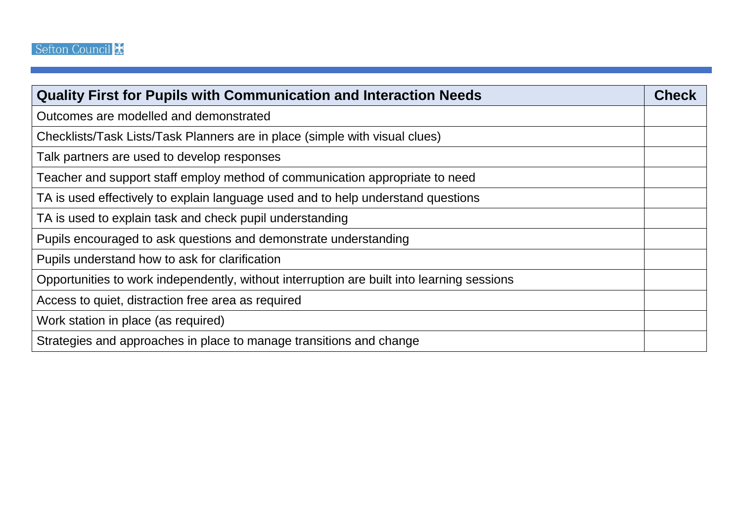| **Quality First for Pupils with Communication and Interaction Needs** | **Check** |
| --- | --- |
| Outcomes are modelled and demonstrated | |
| Checklists/Task Lists/Task Planners are in place (simple with visual clues) | |
| Talk partners are used to develop responses | |
| Teacher and support staff employ method of communication appropriate to need | |
| TA is used effectively to explain language used and to help understand questions | |
| TA is used to explain task and check pupil understanding | |
| Pupils encouraged to ask questions and demonstrate understanding | |
| Pupils understand how to ask for clarification | |
| Opportunities to work independently, without interruption are built into learning sessions | |
| Access to quiet, distraction free area as required | |
| Work station in place (as required) | |
| Strategies and approaches in place to manage transitions and change | |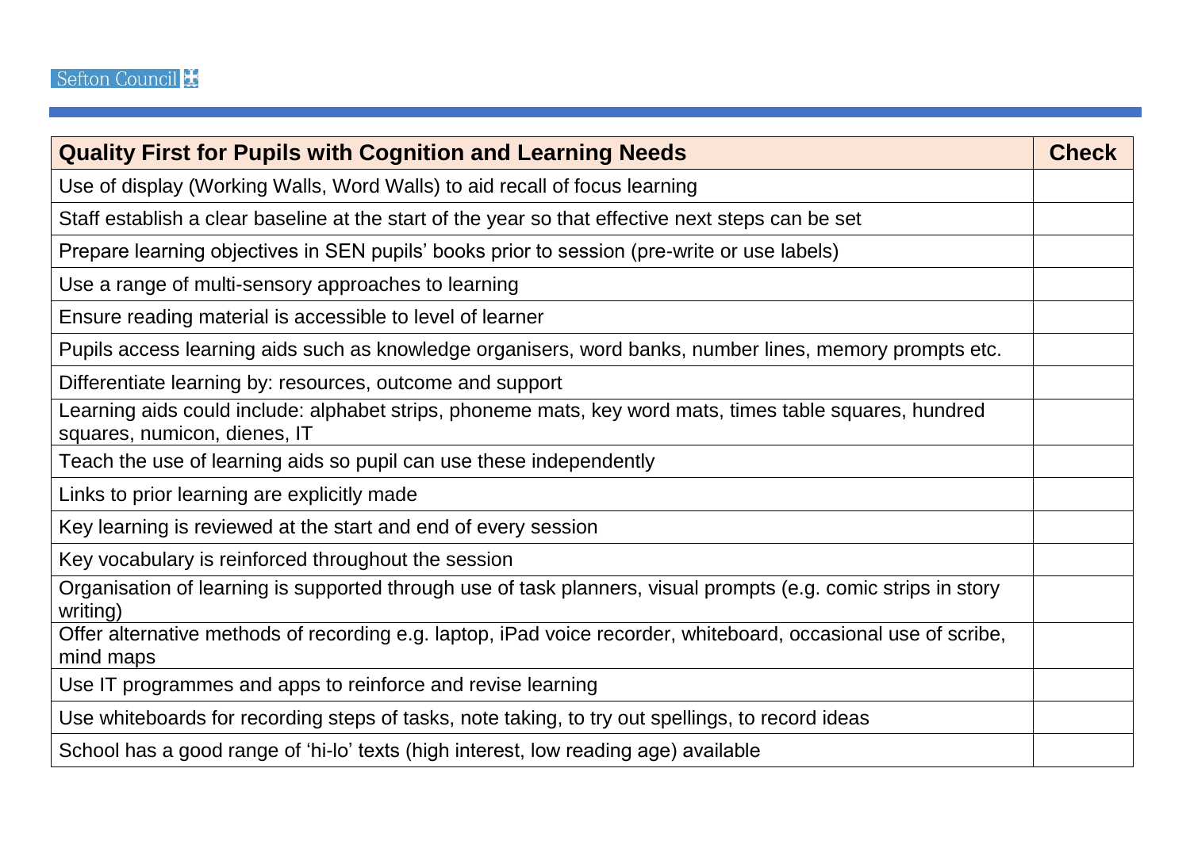| Quality First for Pupils with Cognition and Learning Needs | Check |
| --- | --- |
| Use of display (Working Walls, Word Walls) to aid recall of focus learning | |
| Staff establish a clear baseline at the start of the year so that effective next steps can be set | |
| Prepare learning objectives in SEN pupils' books prior to session (pre-write or use labels) | |
| Use a range of multi-sensory approaches to learning | |
| Ensure reading material is accessible to level of learner | |
| Pupils access learning aids such as knowledge organisers, word banks, number lines, memory prompts etc. | |
| Differentiate learning by: resources, outcome and support | |
| Learning aids could include: alphabet strips, phoneme mats, key word mats, times table squares, hundred squares, numicon, dienes, IT | |
| Teach the use of learning aids so pupil can use these independently | |
| Links to prior learning are explicitly made | |
| Key learning is reviewed at the start and end of every session | |
| Key vocabulary is reinforced throughout the session | |
| Organisation of learning is supported through use of task planners, visual prompts (e.g. comic strips in story writing) | |
| Offer alternative methods of recording e.g. laptop, iPad voice recorder, whiteboard, occasional use of scribe, mind maps | |
| Use IT programmes and apps to reinforce and revise learning | |
| Use whiteboards for recording steps of tasks, note taking, to try out spellings, to record ideas | |
| School has a good range of 'hi-lo' texts (high interest, low reading age) available | |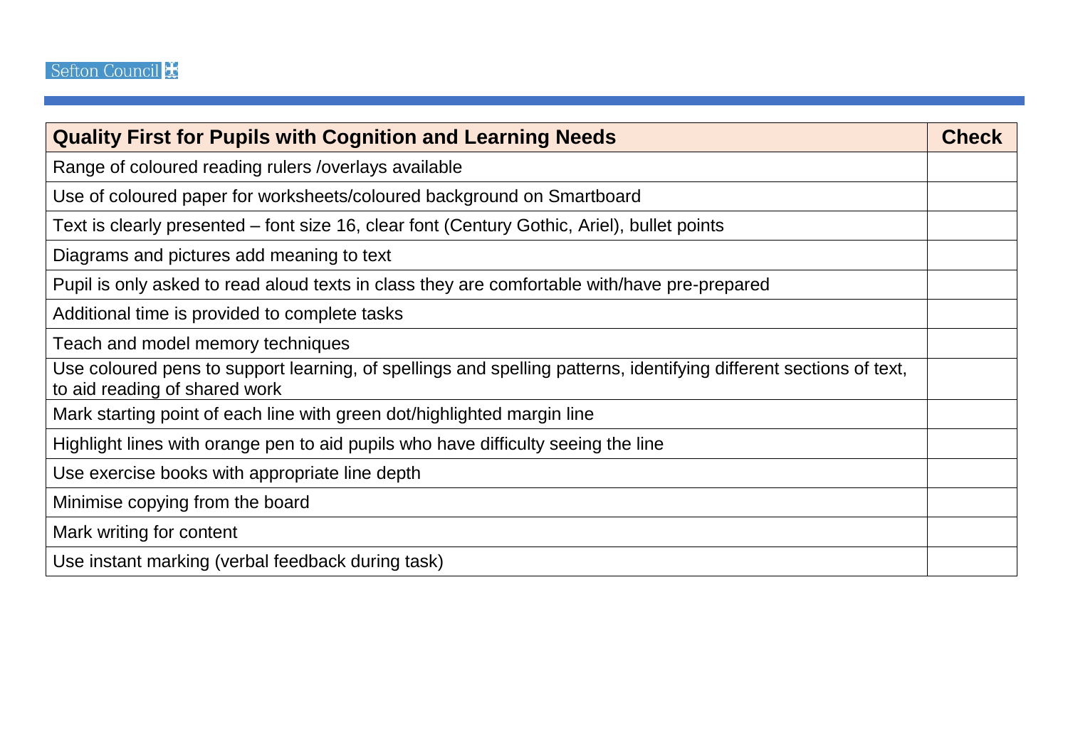| Quality First for Pupils with Cognition and Learning Needs | Check |
|---|---|
| Range of coloured reading rulers /overlays available | |
| Use of coloured paper for worksheets/coloured background on Smartboard | |
| Text is clearly presented – font size 16, clear font (Century Gothic, Ariel), bullet points | |
| Diagrams and pictures add meaning to text | |
| Pupil is only asked to read aloud texts in class they are comfortable with/have pre-prepared | |
| Additional time is provided to complete tasks | |
| Teach and model memory techniques | |
| Use coloured pens to support learning, of spellings and spelling patterns, identifying different sections of text, to aid reading of shared work | |
| Mark starting point of each line with green dot/highlighted margin line | |
| Highlight lines with orange pen to aid pupils who have difficulty seeing the line | |
| Use exercise books with appropriate line depth | |
| Minimise copying from the board | |
| Mark writing for content | |
| Use instant marking (verbal feedback during task) | |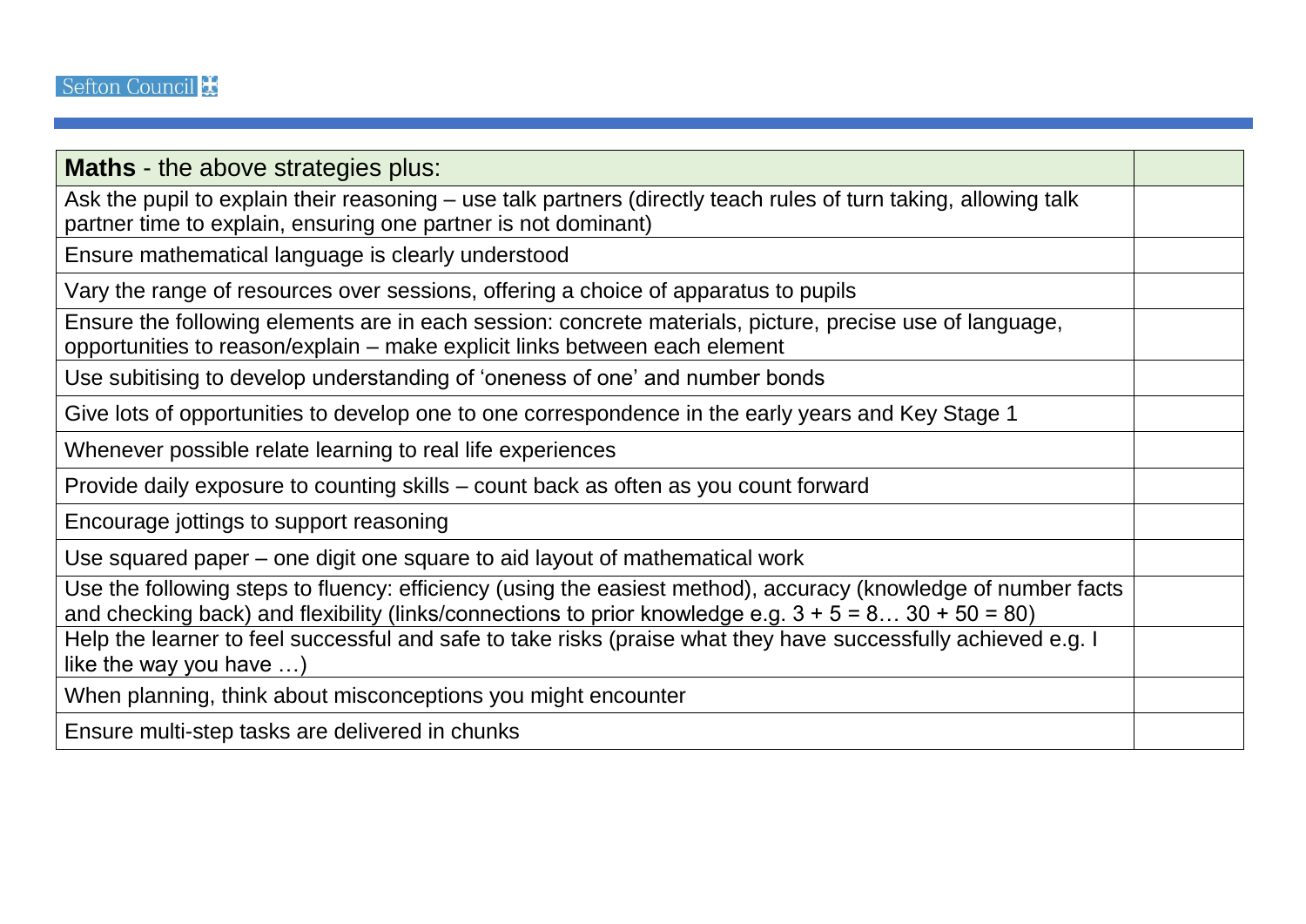| **Maths** - the above strategies plus: | |
|---|---|
| Ask the pupil to explain their reasoning – use talk partners (directly teach rules of turn taking, allowing talk partner time to explain, ensuring one partner is not dominant) | |
| Ensure mathematical language is clearly understood | |
| Vary the range of resources over sessions, offering a choice of apparatus to pupils | |
| Ensure the following elements are in each session: concrete materials, picture, precise use of language, opportunities to reason/explain – make explicit links between each element | |
| Use subitising to develop understanding of 'oneness of one' and number bonds | |
| Give lots of opportunities to develop one to one correspondence in the early years and Key Stage 1 | |
| Whenever possible relate learning to real life experiences | |
| Provide daily exposure to counting skills – count back as often as you count forward | |
| Encourage jottings to support reasoning | |
| Use squared paper – one digit one square to aid layout of mathematical work | |
| Use the following steps to fluency: efficiency (using the easiest method), accuracy (knowledge of number facts and checking back) and flexibility (links/connections to prior knowledge e.g. $3 + 5 = 8$… $30 + 50 = 80$) | |
| Help the learner to feel successful and safe to take risks (praise what they have successfully achieved e.g. I like the way you have …) | |
| When planning, think about misconceptions you might encounter | |
| Ensure multi-step tasks are delivered in chunks | |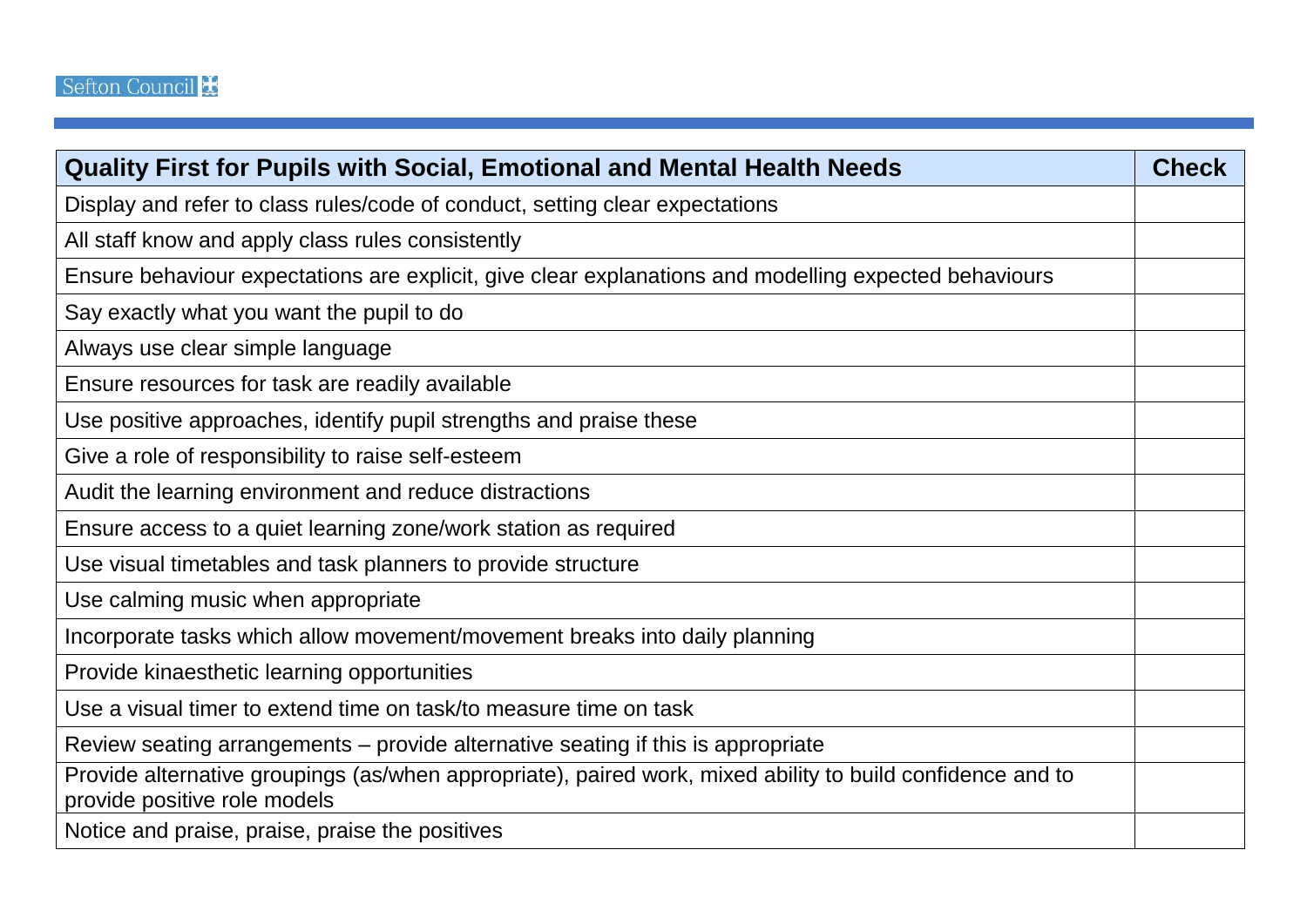| Quality First for Pupils with Social, Emotional and Mental Health Needs | Check |
|---|---|
| Display and refer to class rules/code of conduct, setting clear expectations | |
| All staff know and apply class rules consistently | |
| Ensure behaviour expectations are explicit, give clear explanations and modelling expected behaviours | |
| Say exactly what you want the pupil to do | |
| Always use clear simple language | |
| Ensure resources for task are readily available | |
| Use positive approaches, identify pupil strengths and praise these | |
| Give a role of responsibility to raise self-esteem | |
| Audit the learning environment and reduce distractions | |
| Ensure access to a quiet learning zone/work station as required | |
| Use visual timetables and task planners to provide structure | |
| Use calming music when appropriate | |
| Incorporate tasks which allow movement/movement breaks into daily planning | |
| Provide kinaesthetic learning opportunities | |
| Use a visual timer to extend time on task/to measure time on task | |
| Review seating arrangements – provide alternative seating if this is appropriate | |
| Provide alternative groupings (as/when appropriate), paired work, mixed ability to build confidence and to provide positive role models | |
| Notice and praise, praise, praise the positives | |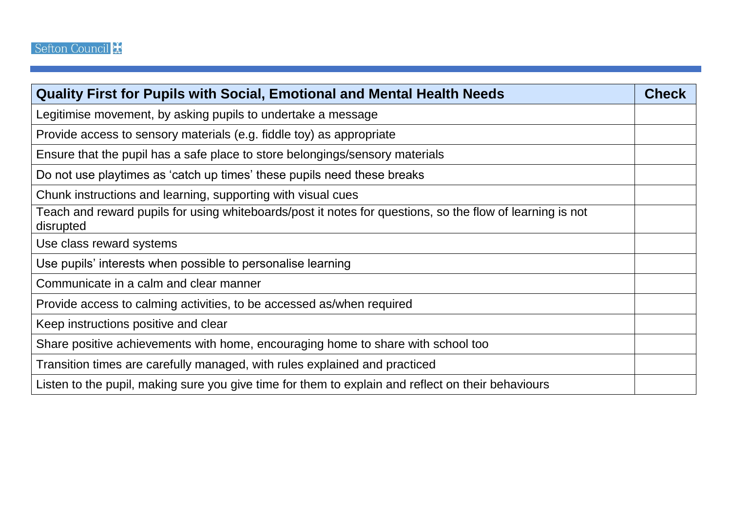| Quality First for Pupils with Social, Emotional and Mental Health Needs | Check |
|---|---|
| Legitimise movement, by asking pupils to undertake a message | |
| Provide access to sensory materials (e.g. fiddle toy) as appropriate | |
| Ensure that the pupil has a safe place to store belongings/sensory materials | |
| Do not use playtimes as 'catch up times' these pupils need these breaks | |
| Chunk instructions and learning, supporting with visual cues | |
| Teach and reward pupils for using whiteboards/post it notes for questions, so the flow of learning is not disrupted | |
| Use class reward systems | |
| Use pupils' interests when possible to personalise learning | |
| Communicate in a calm and clear manner | |
| Provide access to calming activities, to be accessed as/when required | |
| Keep instructions positive and clear | |
| Share positive achievements with home, encouraging home to share with school too | |
| Transition times are carefully managed, with rules explained and practiced | |
| Listen to the pupil, making sure you give time for them to explain and reflect on their behaviours | |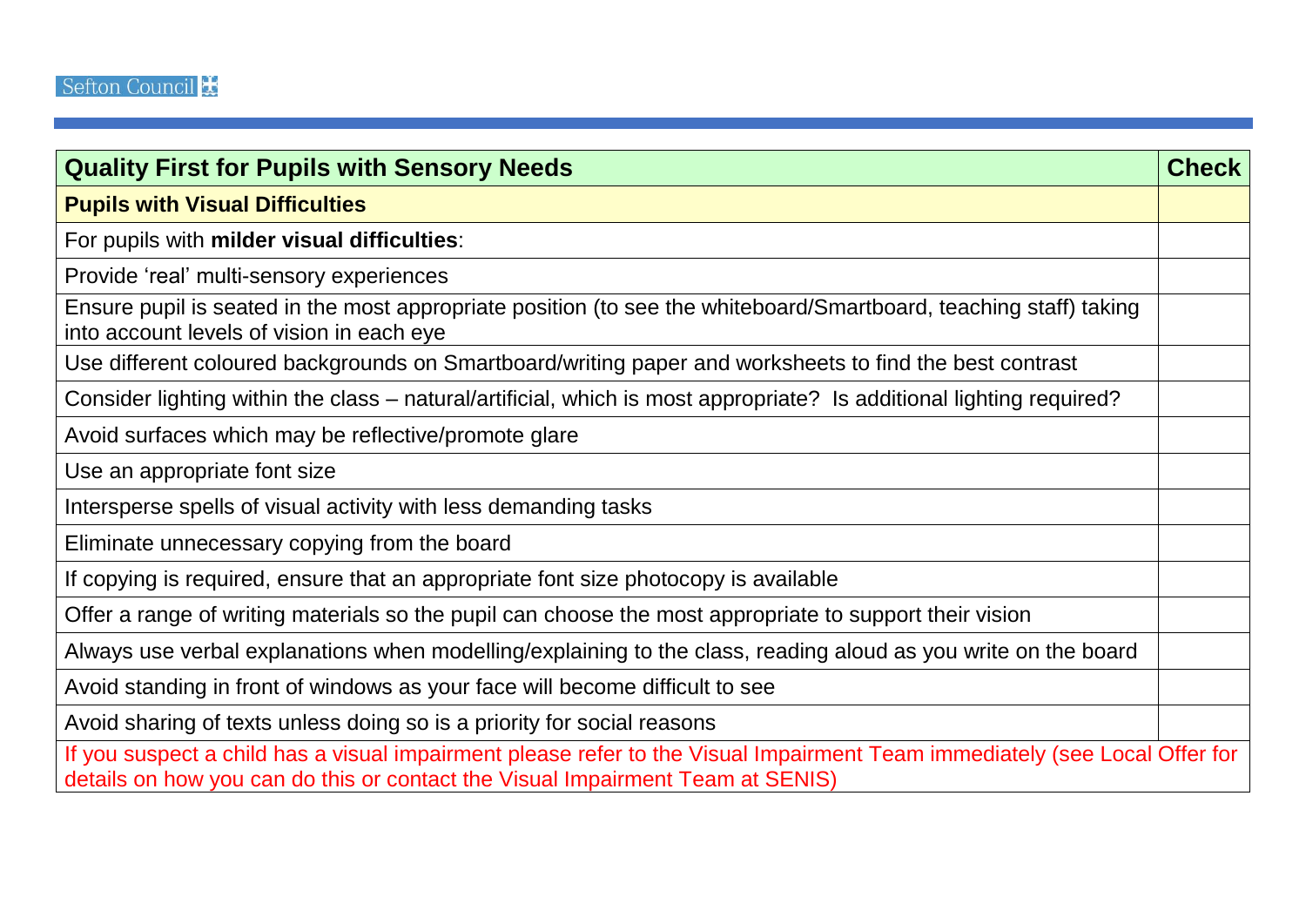| Quality First for Pupils with Sensory Needs | Check |
| --- | --- |
| **Pupils with Visual Difficulties** | |
| For pupils with **milder visual difficulties**: | |
| Provide 'real' multi-sensory experiences | |
| Ensure pupil is seated in the most appropriate position (to see the whiteboard/Smartboard, teaching staff) taking into account levels of vision in each eye | |
| Use different coloured backgrounds on Smartboard/writing paper and worksheets to find the best contrast | |
| Consider lighting within the class – natural/artificial, which is most appropriate? Is additional lighting required? | |
| Avoid surfaces which may be reflective/promote glare | |
| Use an appropriate font size | |
| Intersperse spells of visual activity with less demanding tasks | |
| Eliminate unnecessary copying from the board | |
| If copying is required, ensure that an appropriate font size photocopy is available | |
| Offer a range of writing materials so the pupil can choose the most appropriate to support their vision | |
| Always use verbal explanations when modelling/explaining to the class, reading aloud as you write on the board | |
| Avoid standing in front of windows as your face will become difficult to see | |
| Avoid sharing of texts unless doing so is a priority for social reasons | |
| If you suspect a child has a visual impairment please refer to the Visual Impairment Team immediately (see Local Offer for details on how you can do this or contact the Visual Impairment Team at SENIS) | |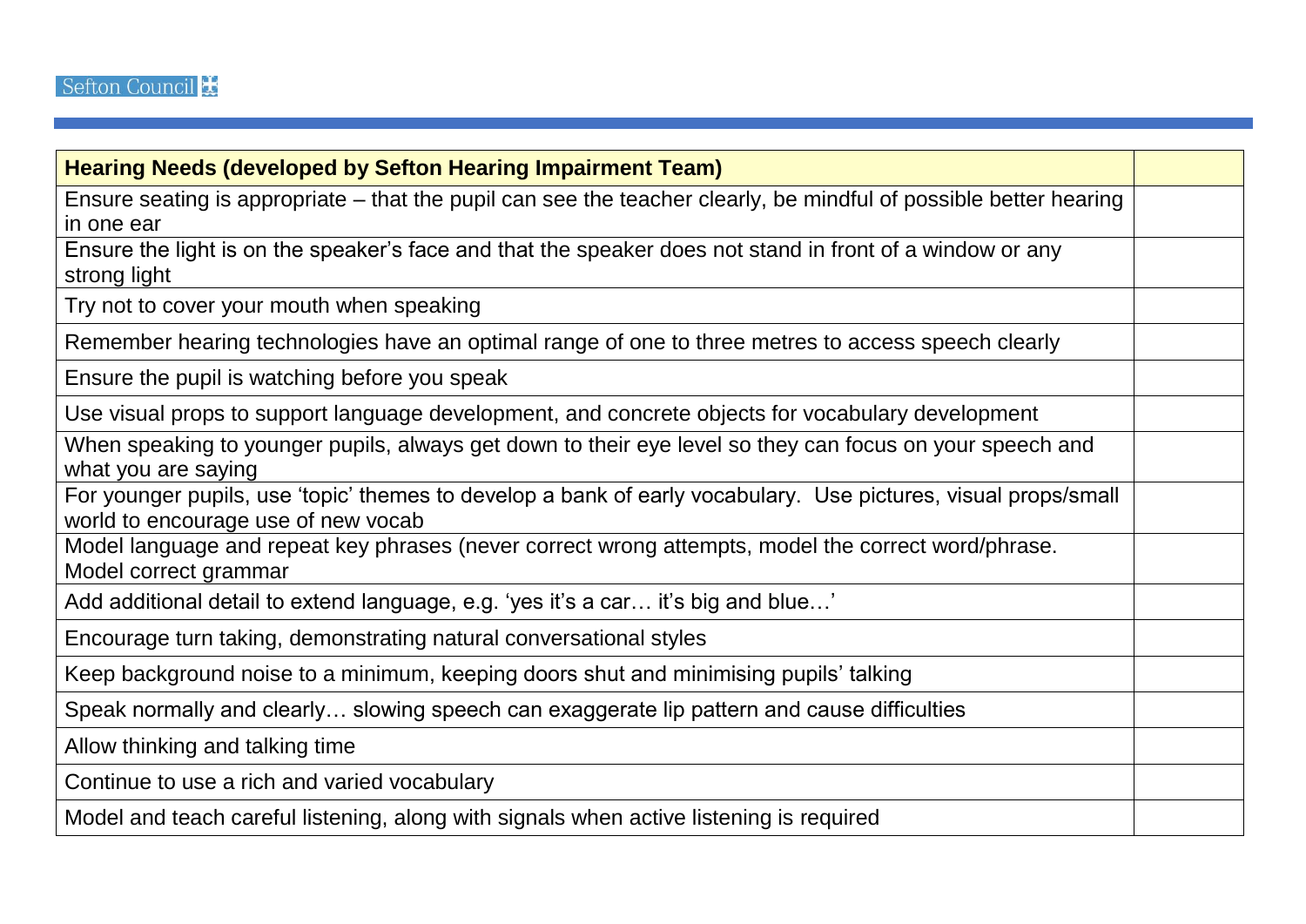| Hearing Needs (developed by Sefton Hearing Impairment Team) | |
|---|---|
| Ensure seating is appropriate – that the pupil can see the teacher clearly, be mindful of possible better hearing in one ear | |
| Ensure the light is on the speaker's face and that the speaker does not stand in front of a window or any strong light | |
| Try not to cover your mouth when speaking | |
| Remember hearing technologies have an optimal range of one to three metres to access speech clearly | |
| Ensure the pupil is watching before you speak | |
| Use visual props to support language development, and concrete objects for vocabulary development | |
| When speaking to younger pupils, always get down to their eye level so they can focus on your speech and what you are saying | |
| For younger pupils, use 'topic' themes to develop a bank of early vocabulary. Use pictures, visual props/small world to encourage use of new vocab | |
| Model language and repeat key phrases (never correct wrong attempts, model the correct word/phrase. Model correct grammar | |
| Add additional detail to extend language, e.g. 'yes it's a car… it's big and blue…' | |
| Encourage turn taking, demonstrating natural conversational styles | |
| Keep background noise to a minimum, keeping doors shut and minimising pupils' talking | |
| Speak normally and clearly… slowing speech can exaggerate lip pattern and cause difficulties | |
| Allow thinking and talking time | |
| Continue to use a rich and varied vocabulary | |
| Model and teach careful listening, along with signals when active listening is required | |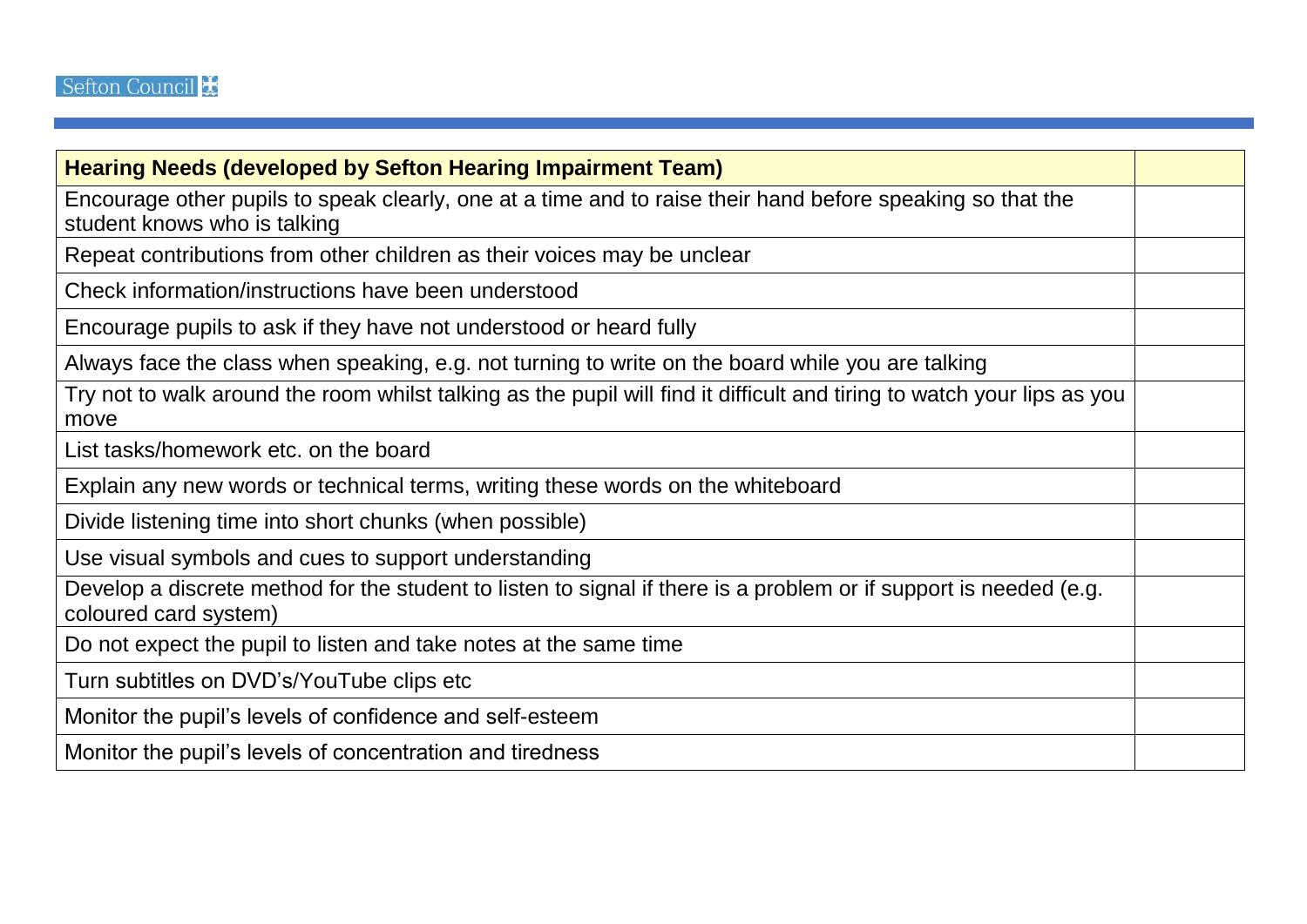| Hearing Needs (developed by Sefton Hearing Impairment Team) | |
|---|---|
| Encourage other pupils to speak clearly, one at a time and to raise their hand before speaking so that the student knows who is talking | |
| Repeat contributions from other children as their voices may be unclear | |
| Check information/instructions have been understood | |
| Encourage pupils to ask if they have not understood or heard fully | |
| Always face the class when speaking, e.g. not turning to write on the board while you are talking | |
| Try not to walk around the room whilst talking as the pupil will find it difficult and tiring to watch your lips as you move | |
| List tasks/homework etc. on the board | |
| Explain any new words or technical terms, writing these words on the whiteboard | |
| Divide listening time into short chunks (when possible) | |
| Use visual symbols and cues to support understanding | |
| Develop a discrete method for the student to listen to signal if there is a problem or if support is needed (e.g. coloured card system) | |
| Do not expect the pupil to listen and take notes at the same time | |
| Turn subtitles on DVD's/YouTube clips etc | |
| Monitor the pupil's levels of confidence and self-esteem | |
| Monitor the pupil's levels of concentration and tiredness | |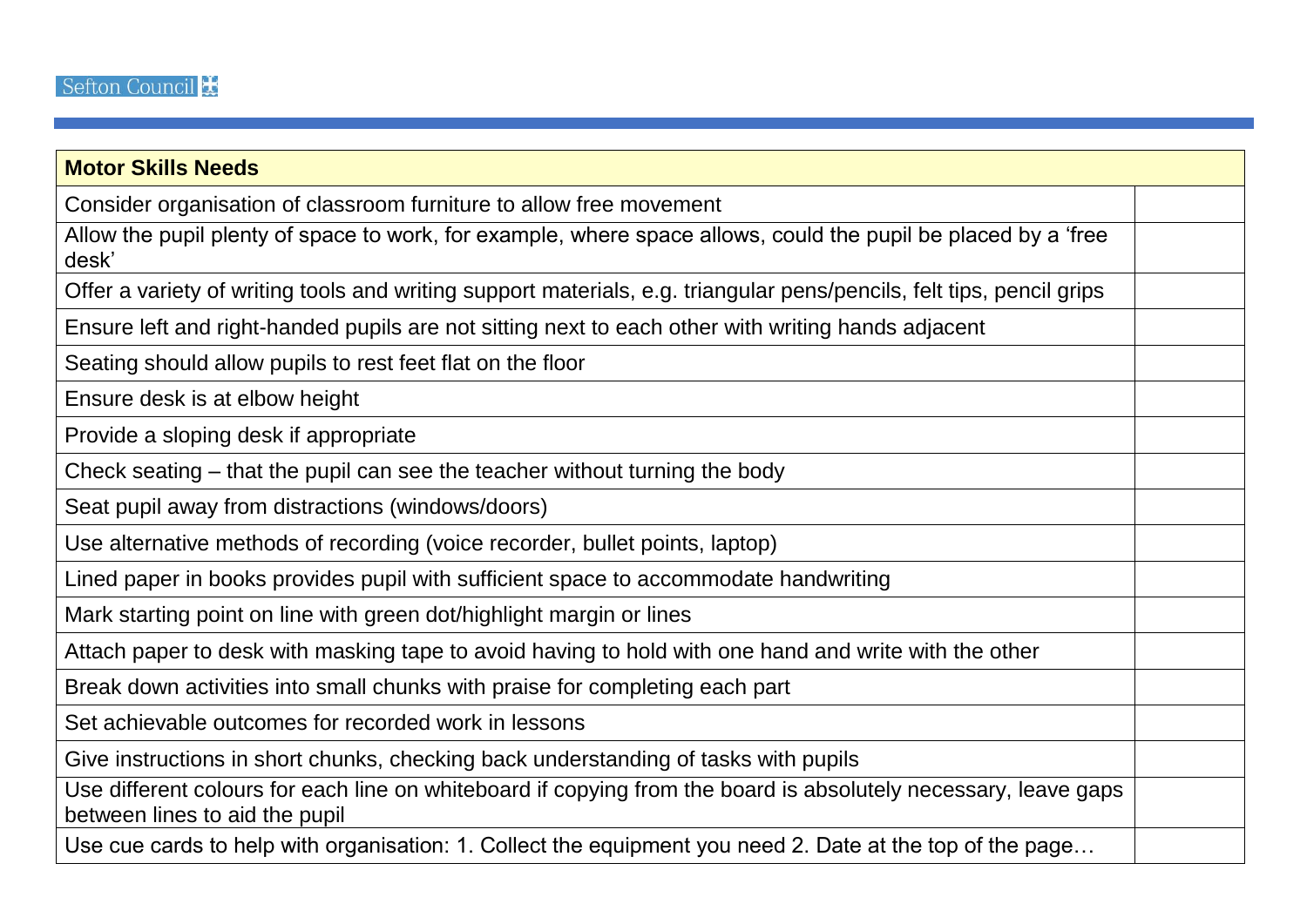| Motor Skills Needs | |
|---|---|
| Consider organisation of classroom furniture to allow free movement | |
| Allow the pupil plenty of space to work, for example, where space allows, could the pupil be placed by a 'free desk' | |
| Offer a variety of writing tools and writing support materials, e.g. triangular pens/pencils, felt tips, pencil grips | |
| Ensure left and right-handed pupils are not sitting next to each other with writing hands adjacent | |
| Seating should allow pupils to rest feet flat on the floor | |
| Ensure desk is at elbow height | |
| Provide a sloping desk if appropriate | |
| Check seating – that the pupil can see the teacher without turning the body | |
| Seat pupil away from distractions (windows/doors) | |
| Use alternative methods of recording (voice recorder, bullet points, laptop) | |
| Lined paper in books provides pupil with sufficient space to accommodate handwriting | |
| Mark starting point on line with green dot/highlight margin or lines | |
| Attach paper to desk with masking tape to avoid having to hold with one hand and write with the other | |
| Break down activities into small chunks with praise for completing each part | |
| Set achievable outcomes for recorded work in lessons | |
| Give instructions in short chunks, checking back understanding of tasks with pupils | |
| Use different colours for each line on whiteboard if copying from the board is absolutely necessary, leave gaps between lines to aid the pupil | |
| Use cue cards to help with organisation: 1. Collect the equipment you need 2. Date at the top of the page… | |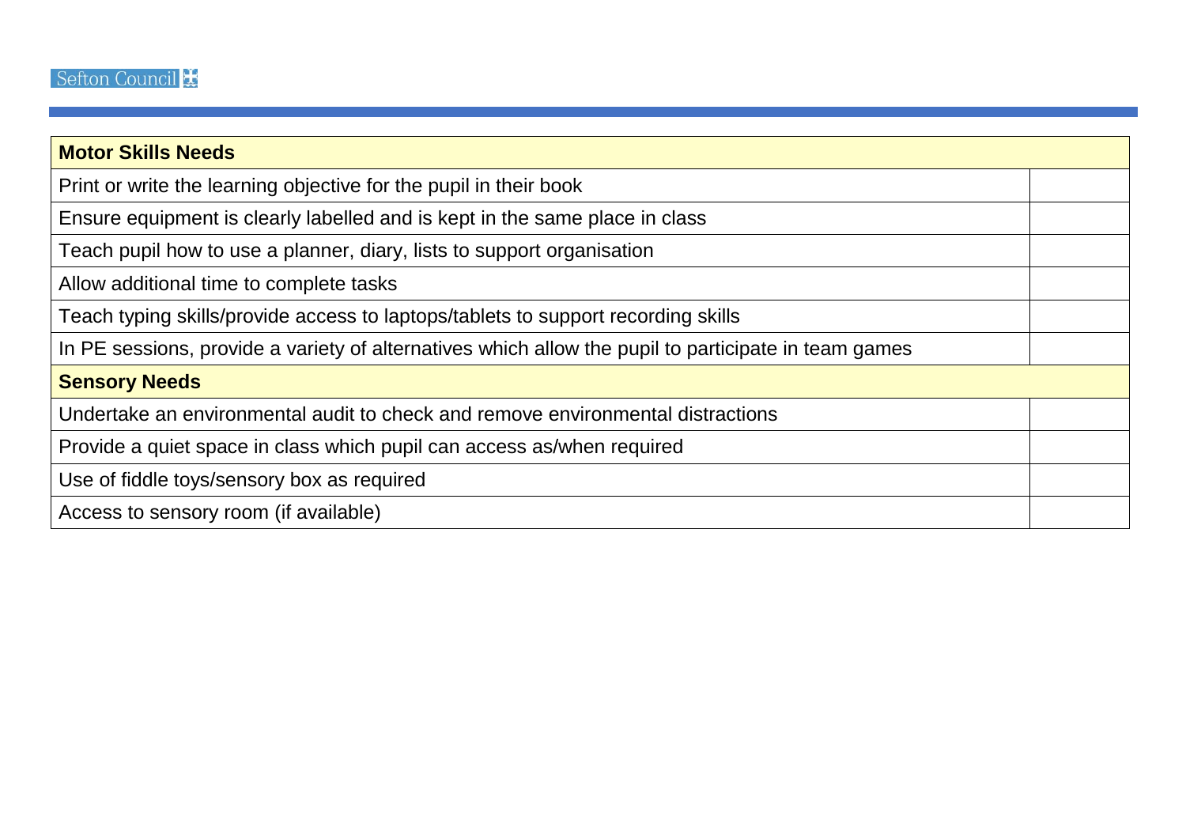| **Motor Skills Needs** | |
|---|---|
| Print or write the learning objective for the pupil in their book | |
| Ensure equipment is clearly labelled and is kept in the same place in class | |
| Teach pupil how to use a planner, diary, lists to support organisation | |
| Allow additional time to complete tasks | |
| Teach typing skills/provide access to laptops/tablets to support recording skills | |
| In PE sessions, provide a variety of alternatives which allow the pupil to participate in team games | |
| **Sensory Needs** | |
| Undertake an environmental audit to check and remove environmental distractions | |
| Provide a quiet space in class which pupil can access as/when required | |
| Use of fiddle toys/sensory box as required | |
| Access to sensory room (if available) | |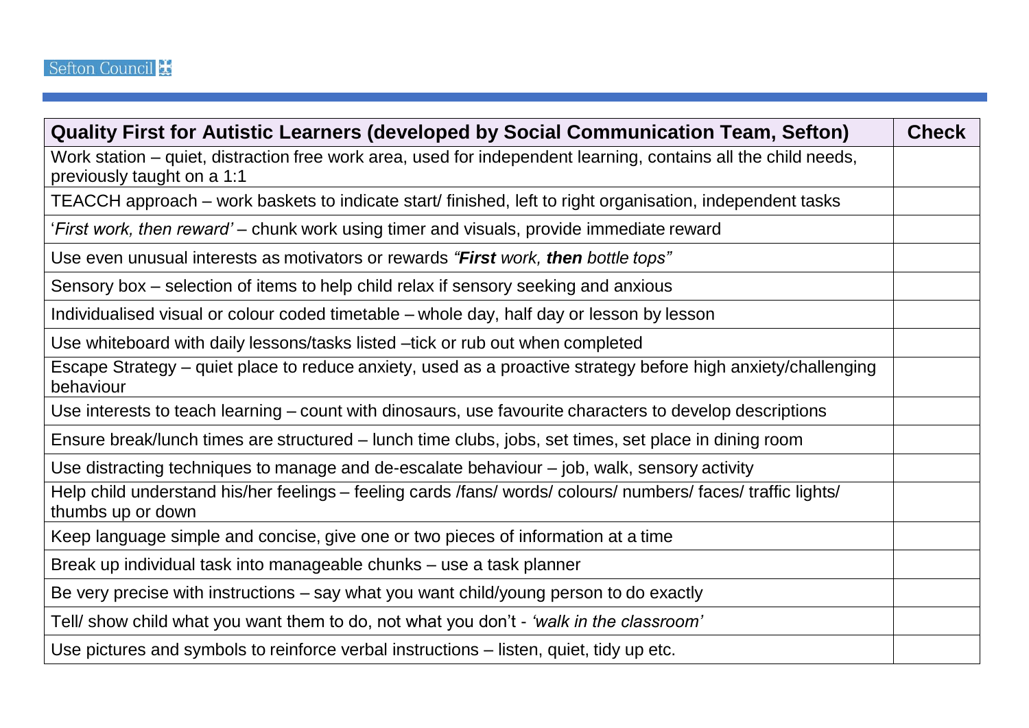| Quality First for Autistic Learners (developed by Social Communication Team, Sefton) | Check |
|---|---|
| Work station – quiet, distraction free work area, used for independent learning, contains all the child needs, previously taught on a 1:1 | |
| TEACCH approach – work baskets to indicate start/ finished, left to right organisation, independent tasks | |
| '*First work, then reward'* – chunk work using timer and visuals, provide immediate reward | |
| Use even unusual interests as motivators or rewards *"**First** work, **then** bottle tops"* | |
| Sensory box – selection of items to help child relax if sensory seeking and anxious | |
| Individualised visual or colour coded timetable – whole day, half day or lesson by lesson | |
| Use whiteboard with daily lessons/tasks listed –tick or rub out when completed | |
| Escape Strategy – quiet place to reduce anxiety, used as a proactive strategy before high anxiety/challenging behaviour | |
| Use interests to teach learning – count with dinosaurs, use favourite characters to develop descriptions | |
| Ensure break/lunch times are structured – lunch time clubs, jobs, set times, set place in dining room | |
| Use distracting techniques to manage and de-escalate behaviour – job, walk, sensory activity | |
| Help child understand his/her feelings – feeling cards /fans/ words/ colours/ numbers/ faces/ traffic lights/ thumbs up or down | |
| Keep language simple and concise, give one or two pieces of information at a time | |
| Break up individual task into manageable chunks – use a task planner | |
| Be very precise with instructions – say what you want child/young person to do exactly | |
| Tell/ show child what you want them to do, not what you don't - *'walk in the classroom'* | |
| Use pictures and symbols to reinforce verbal instructions – listen, quiet, tidy up etc. | |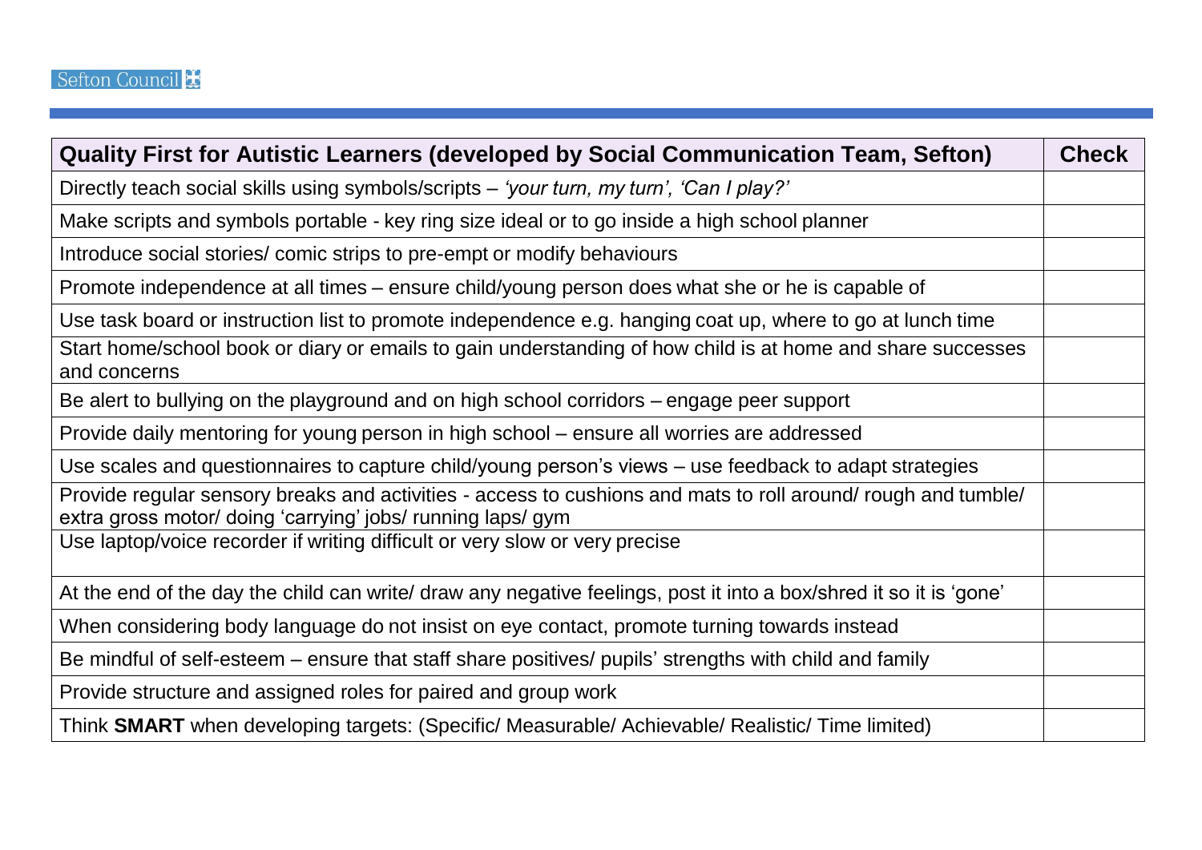| Quality First for Autistic Learners (developed by Social Communication Team, Sefton) | Check |
|---|---|
| Directly teach social skills using symbols/scripts – *'your turn, my turn', 'Can I play?'* | |
| Make scripts and symbols portable - key ring size ideal or to go inside a high school planner | |
| Introduce social stories/ comic strips to pre-empt or modify behaviours | |
| Promote independence at all times – ensure child/young person does what she or he is capable of | |
| Use task board or instruction list to promote independence e.g. hanging coat up, where to go at lunch time | |
| Start home/school book or diary or emails to gain understanding of how child is at home and share successes and concerns | |
| Be alert to bullying on the playground and on high school corridors – engage peer support | |
| Provide daily mentoring for young person in high school – ensure all worries are addressed | |
| Use scales and questionnaires to capture child/young person's views – use feedback to adapt strategies | |
| Provide regular sensory breaks and activities - access to cushions and mats to roll around/ rough and tumble/ extra gross motor/ doing 'carrying' jobs/ running laps/ gym | |
| Use laptop/voice recorder if writing difficult or very slow or very precise | |
| At the end of the day the child can write/ draw any negative feelings, post it into a box/shred it so it is 'gone' | |
| When considering body language do not insist on eye contact, promote turning towards instead | |
| Be mindful of self-esteem – ensure that staff share positives/ pupils' strengths with child and family | |
| Provide structure and assigned roles for paired and group work | |
| Think **SMART** when developing targets: (Specific/ Measurable/ Achievable/ Realistic/ Time limited) | |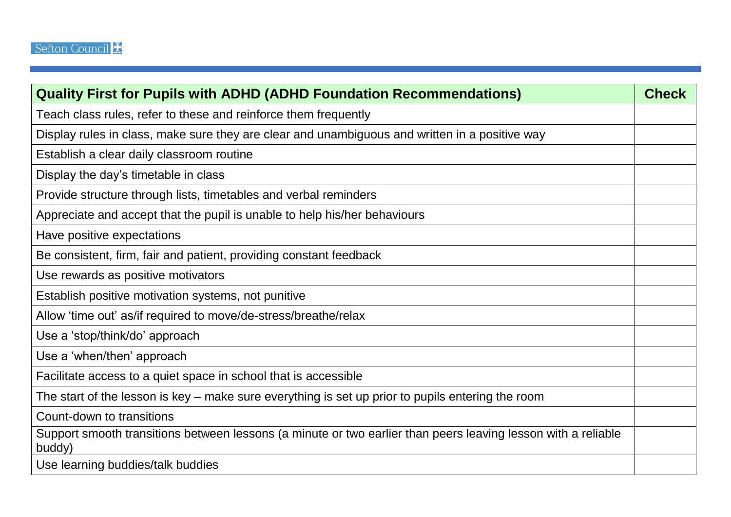| Quality First for Pupils with ADHD (ADHD Foundation Recommendations) | Check |
|---|---|
| Teach class rules, refer to these and reinforce them frequently | |
| Display rules in class, make sure they are clear and unambiguous and written in a positive way | |
| Establish a clear daily classroom routine | |
| Display the day's timetable in class | |
| Provide structure through lists, timetables and verbal reminders | |
| Appreciate and accept that the pupil is unable to help his/her behaviours | |
| Have positive expectations | |
| Be consistent, firm, fair and patient, providing constant feedback | |
| Use rewards as positive motivators | |
| Establish positive motivation systems, not punitive | |
| Allow 'time out' as/if required to move/de-stress/breathe/relax | |
| Use a 'stop/think/do' approach | |
| Use a 'when/then' approach | |
| Facilitate access to a quiet space in school that is accessible | |
| The start of the lesson is key – make sure everything is set up prior to pupils entering the room | |
| Count-down to transitions | |
| Support smooth transitions between lessons (a minute or two earlier than peers leaving lesson with a reliable buddy) | |
| Use learning buddies/talk buddies | |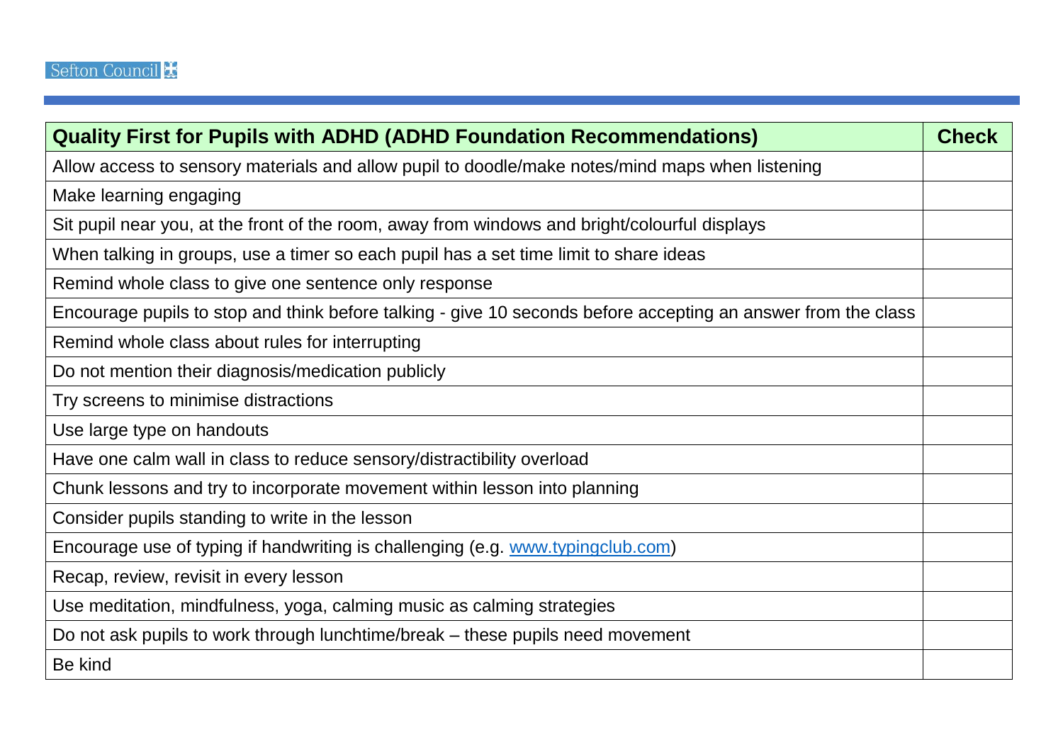| **Quality First for Pupils with ADHD (ADHD Foundation Recommendations)** | **Check** |
|---|---|
| Allow access to sensory materials and allow pupil to doodle/make notes/mind maps when listening | |
| Make learning engaging | |
| Sit pupil near you, at the front of the room, away from windows and bright/colourful displays | |
| When talking in groups, use a timer so each pupil has a set time limit to share ideas | |
| Remind whole class to give one sentence only response | |
| Encourage pupils to stop and think before talking - give 10 seconds before accepting an answer from the class | |
| Remind whole class about rules for interrupting | |
| Do not mention their diagnosis/medication publicly | |
| Try screens to minimise distractions | |
| Use large type on handouts | |
| Have one calm wall in class to reduce sensory/distractibility overload | |
| Chunk lessons and try to incorporate movement within lesson into planning | |
| Consider pupils standing to write in the lesson | |
| Encourage use of typing if handwriting is challenging (e.g. www.typingclub.com) | |
| Recap, review, revisit in every lesson | |
| Use meditation, mindfulness, yoga, calming music as calming strategies | |
| Do not ask pupils to work through lunchtime/break – these pupils need movement | |
| Be kind | |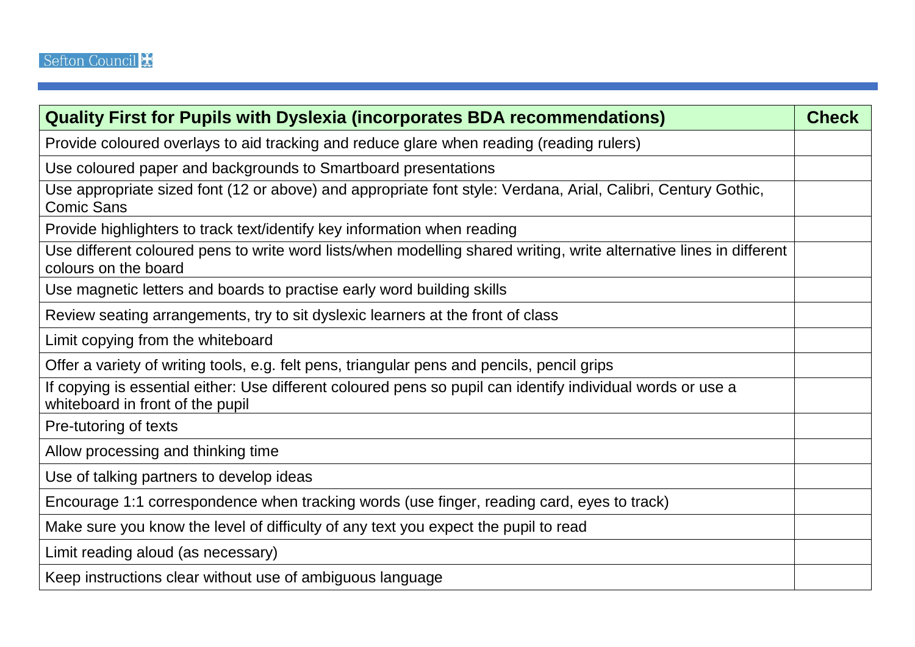| Quality First for Pupils with Dyslexia (incorporates BDA recommendations) | Check |
|---|---|
| Provide coloured overlays to aid tracking and reduce glare when reading (reading rulers) | |
| Use coloured paper and backgrounds to Smartboard presentations | |
| Use appropriate sized font (12 or above) and appropriate font style: Verdana, Arial, Calibri, Century Gothic, Comic Sans | |
| Provide highlighters to track text/identify key information when reading | |
| Use different coloured pens to write word lists/when modelling shared writing, write alternative lines in different colours on the board | |
| Use magnetic letters and boards to practise early word building skills | |
| Review seating arrangements, try to sit dyslexic learners at the front of class | |
| Limit copying from the whiteboard | |
| Offer a variety of writing tools, e.g. felt pens, triangular pens and pencils, pencil grips | |
| If copying is essential either: Use different coloured pens so pupil can identify individual words or use a whiteboard in front of the pupil | |
| Pre-tutoring of texts | |
| Allow processing and thinking time | |
| Use of talking partners to develop ideas | |
| Encourage 1:1 correspondence when tracking words (use finger, reading card, eyes to track) | |
| Make sure you know the level of difficulty of any text you expect the pupil to read | |
| Limit reading aloud (as necessary) | |
| Keep instructions clear without use of ambiguous language | |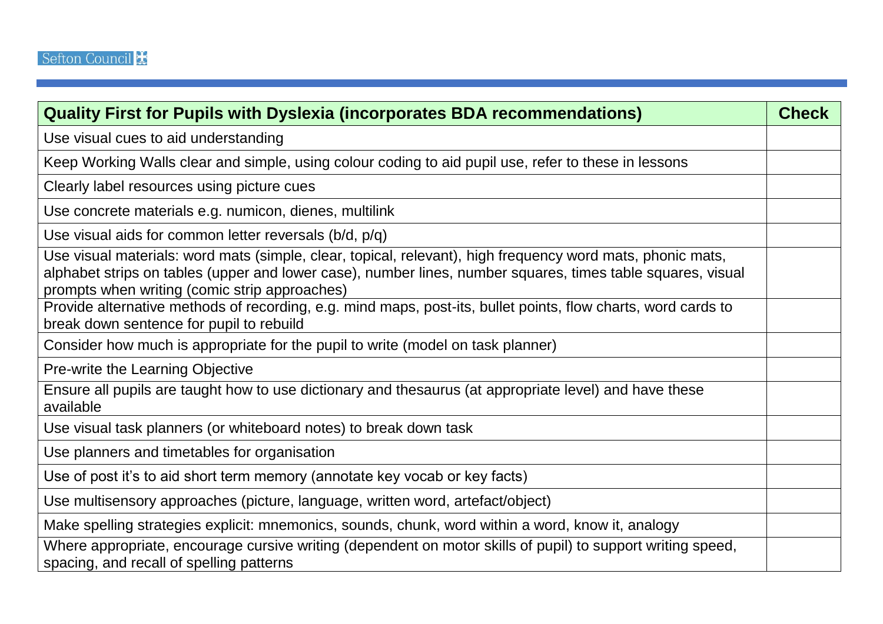| Quality First for Pupils with Dyslexia (incorporates BDA recommendations) | Check |
| --- | --- |
| Use visual cues to aid understanding | |
| Keep Working Walls clear and simple, using colour coding to aid pupil use, refer to these in lessons | |
| Clearly label resources using picture cues | |
| Use concrete materials e.g. numicon, dienes, multilink | |
| Use visual aids for common letter reversals (b/d, p/q) | |
| Use visual materials: word mats (simple, clear, topical, relevant), high frequency word mats, phonic mats, alphabet strips on tables (upper and lower case), number lines, number squares, times table squares, visual prompts when writing (comic strip approaches) | |
| Provide alternative methods of recording, e.g. mind maps, post-its, bullet points, flow charts, word cards to break down sentence for pupil to rebuild | |
| Consider how much is appropriate for the pupil to write (model on task planner) | |
| Pre-write the Learning Objective | |
| Ensure all pupils are taught how to use dictionary and thesaurus (at appropriate level) and have these available | |
| Use visual task planners (or whiteboard notes) to break down task | |
| Use planners and timetables for organisation | |
| Use of post it's to aid short term memory (annotate key vocab or key facts) | |
| Use multisensory approaches (picture, language, written word, artefact/object) | |
| Make spelling strategies explicit: mnemonics, sounds, chunk, word within a word, know it, analogy | |
| Where appropriate, encourage cursive writing (dependent on motor skills of pupil) to support writing speed, spacing, and recall of spelling patterns | |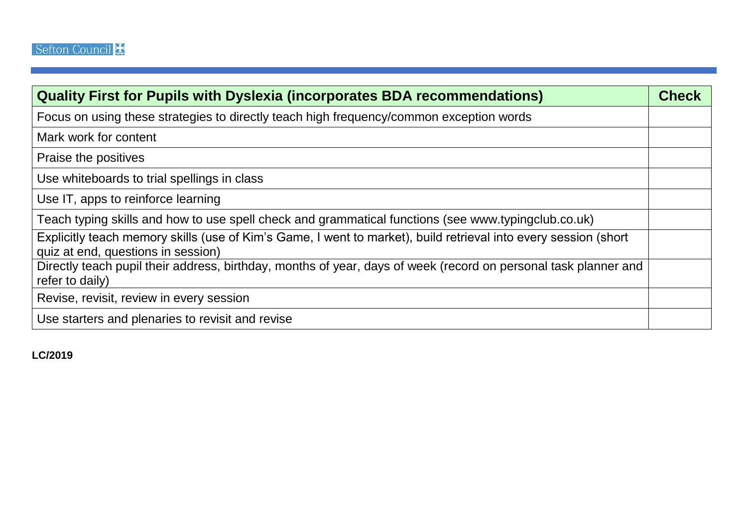| Quality First for Pupils with Dyslexia (incorporates BDA recommendations) | Check |
| --- | --- |
| Focus on using these strategies to directly teach high frequency/common exception words | |
| Mark work for content | |
| Praise the positives | |
| Use whiteboards to trial spellings in class | |
| Use IT, apps to reinforce learning | |
| Teach typing skills and how to use spell check and grammatical functions (see www.typingclub.co.uk) | |
| Explicitly teach memory skills (use of Kim's Game, I went to market), build retrieval into every session (short quiz at end, questions in session) | |
| Directly teach pupil their address, birthday, months of year, days of week (record on personal task planner and refer to daily) | |
| Revise, revisit, review in every session | |
| Use starters and plenaries to revisit and revise | |

**LC/2019**